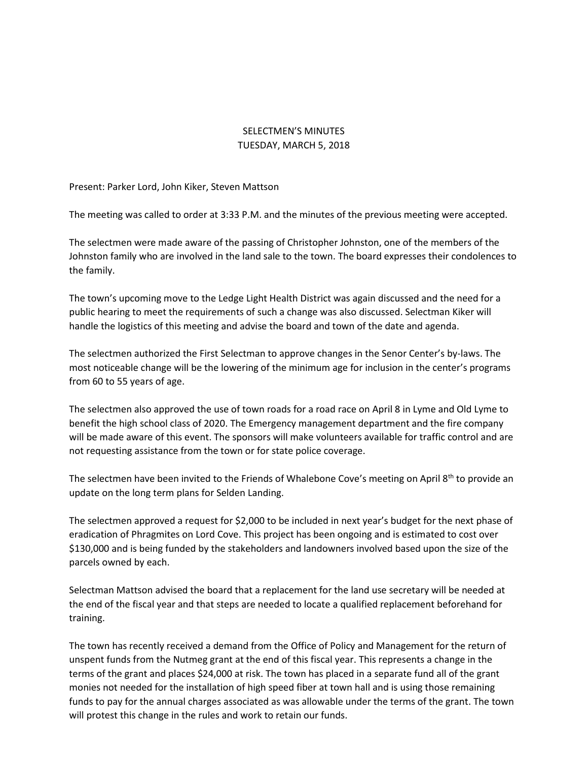SELECTMEN'S MINUTES
TUESDAY, MARCH 5, 2018

Present: Parker Lord, John Kiker, Steven Mattson

The meeting was called to order at 3:33 P.M. and the minutes of the previous meeting were accepted.

The selectmen were made aware of the passing of Christopher Johnston, one of the members of the Johnston family who are involved in the land sale to the town. The board expresses their condolences to the family.

The town's upcoming move to the Ledge Light Health District was again discussed and the need for a public hearing to meet the requirements of such a change was also discussed. Selectman Kiker will handle the logistics of this meeting and advise the board and town of the date and agenda.

The selectmen authorized the First Selectman to approve changes in the Senor Center's by-laws. The most noticeable change will be the lowering of the minimum age for inclusion in the center's programs from 60 to 55 years of age.

The selectmen also approved the use of town roads for a road race on April 8 in Lyme and Old Lyme to benefit the high school class of 2020. The Emergency management department and the fire company will be made aware of this event. The sponsors will make volunteers available for traffic control and are not requesting assistance from the town or for state police coverage.

The selectmen have been invited to the Friends of Whalebone Cove's meeting on April 8th to provide an update on the long term plans for Selden Landing.

The selectmen approved a request for $2,000 to be included in next year's budget for the next phase of eradication of Phragmites on Lord Cove. This project has been ongoing and is estimated to cost over $130,000 and is being funded by the stakeholders and landowners involved based upon the size of the parcels owned by each.

Selectman Mattson advised the board that a replacement for the land use secretary will be needed at the end of the fiscal year and that steps are needed to locate a qualified replacement beforehand for training.

The town has recently received a demand from the Office of Policy and Management for the return of unspent funds from the Nutmeg grant at the end of this fiscal year. This represents a change in the terms of the grant and places $24,000 at risk. The town has placed in a separate fund all of the grant monies not needed for the installation of high speed fiber at town hall and is using those remaining funds to pay for the annual charges associated as was allowable under the terms of the grant. The town will protest this change in the rules and work to retain our funds.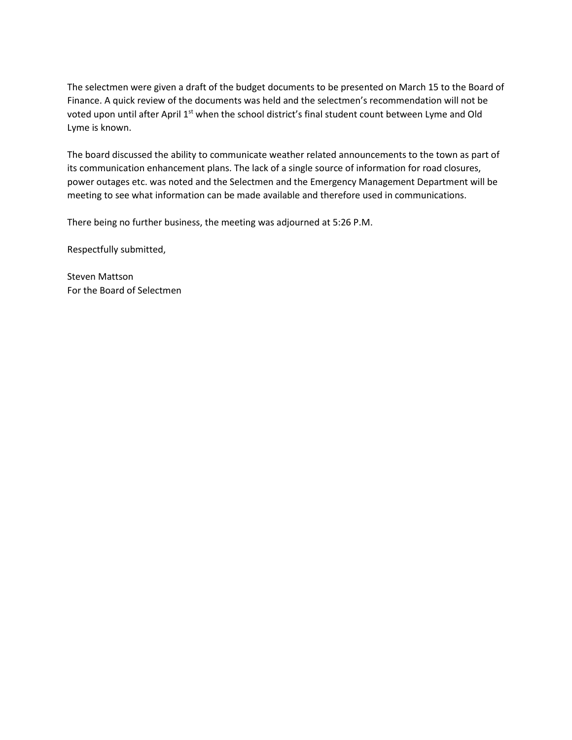The selectmen were given a draft of the budget documents to be presented on March 15 to the Board of Finance. A quick review of the documents was held and the selectmen's recommendation will not be voted upon until after April 1st when the school district's final student count between Lyme and Old Lyme is known.

The board discussed the ability to communicate weather related announcements to the town as part of its communication enhancement plans. The lack of a single source of information for road closures, power outages etc. was noted and the Selectmen and the Emergency Management Department will be meeting to see what information can be made available and therefore used in communications.

There being no further business, the meeting was adjourned at 5:26 P.M.

Respectfully submitted,

Steven Mattson
For the Board of Selectmen